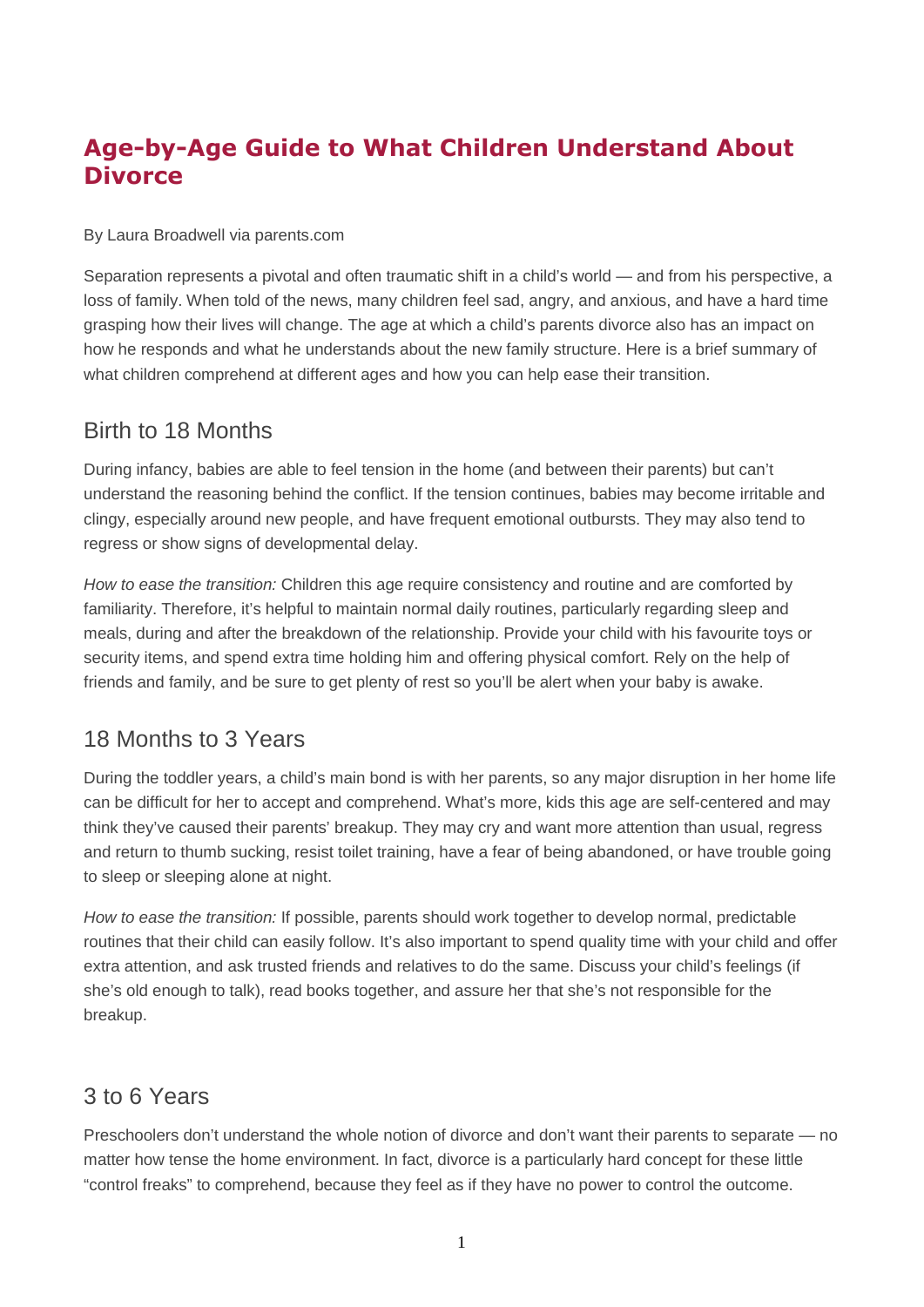# Age-by-Age Guide to What Children Understand About Divorce

By Laura Broadwell via parents.com

Separation represents a pivotal and often traumatic shift in a child's world — and from his perspective, a loss of family. When told of the news, many children feel sad, angry, and anxious, and have a hard time grasping how their lives will change. The age at which a child's parents divorce also has an impact on how he responds and what he understands about the new family structure. Here is a brief summary of what children comprehend at different ages and how you can help ease their transition.

## Birth to 18 Months

During infancy, babies are able to feel tension in the home (and between their parents) but can't understand the reasoning behind the conflict. If the tension continues, babies may become irritable and clingy, especially around new people, and have frequent emotional outbursts. They may also tend to regress or show signs of developmental delay.

*How to ease the transition:* Children this age require consistency and routine and are comforted by familiarity. Therefore, it's helpful to maintain normal daily routines, particularly regarding sleep and meals, during and after the breakdown of the relationship. Provide your child with his favourite toys or security items, and spend extra time holding him and offering physical comfort. Rely on the help of friends and family, and be sure to get plenty of rest so you'll be alert when your baby is awake.

## 18 Months to 3 Years

During the toddler years, a child's main bond is with her parents, so any major disruption in her home life can be difficult for her to accept and comprehend. What's more, kids this age are self-centered and may think they've caused their parents' breakup. They may cry and want more attention than usual, regress and return to thumb sucking, resist toilet training, have a fear of being abandoned, or have trouble going to sleep or sleeping alone at night.

*How to ease the transition:* If possible, parents should work together to develop normal, predictable routines that their child can easily follow. It's also important to spend quality time with your child and offer extra attention, and ask trusted friends and relatives to do the same. Discuss your child's feelings (if she's old enough to talk), read books together, and assure her that she's not responsible for the breakup.

## 3 to 6 Years

Preschoolers don't understand the whole notion of divorce and don't want their parents to separate — no matter how tense the home environment. In fact, divorce is a particularly hard concept for these little "control freaks" to comprehend, because they feel as if they have no power to control the outcome.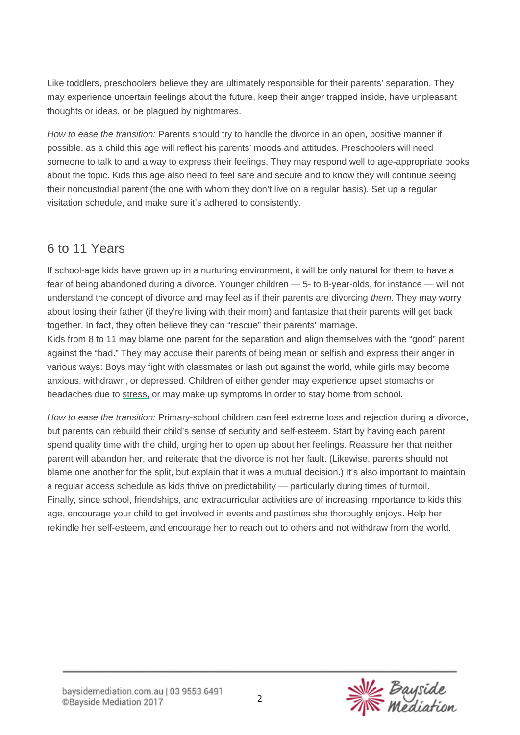Like toddlers, preschoolers believe they are ultimately responsible for their parents' separation. They may experience uncertain feelings about the future, keep their anger trapped inside, have unpleasant thoughts or ideas, or be plagued by nightmares.

*How to ease the transition:* Parents should try to handle the divorce in an open, positive manner if possible, as a child this age will reflect his parents' moods and attitudes. Preschoolers will need someone to talk to and a way to express their feelings. They may respond well to age-appropriate books about the topic. Kids this age also need to feel safe and secure and to know they will continue seeing their noncustodial parent (the one with whom they don't live on a regular basis). Set up a regular visitation schedule, and make sure it's adhered to consistently.

## 6 to 11 Years

If school-age kids have grown up in a nurturing environment, it will be only natural for them to have a fear of being abandoned during a divorce. Younger children — 5- to 8-year-olds, for instance — will not understand the concept of divorce and may feel as if their parents are divorcing *them*. They may worry about losing their father (if they're living with their mom) and fantasize that their parents will get back together. In fact, they often believe they can "rescue" their parents' marriage.

Kids from 8 to 11 may blame one parent for the separation and align themselves with the "good" parent against the "bad." They may accuse their parents of being mean or selfish and express their anger in various ways: Boys may fight with classmates or lash out against the world, while girls may become anxious, withdrawn, or depressed. Children of either gender may experience upset stomachs or headaches due to stress, or may make up symptoms in order to stay home from school.

*How to ease the transition:* Primary-school children can feel extreme loss and rejection during a divorce, but parents can rebuild their child's sense of security and self-esteem. Start by having each parent spend quality time with the child, urging her to open up about her feelings. Reassure her that neither parent will abandon her, and reiterate that the divorce is not her fault. (Likewise, parents should not blame one another for the split, but explain that it was a mutual decision.) It's also important to maintain a regular access schedule as kids thrive on predictability — particularly during times of turmoil.

Finally, since school, friendships, and extracurricular activities are of increasing importance to kids this age, encourage your child to get involved in events and pastimes she thoroughly enjoys. Help her rekindle her self-esteem, and encourage her to reach out to others and not withdraw from the world.